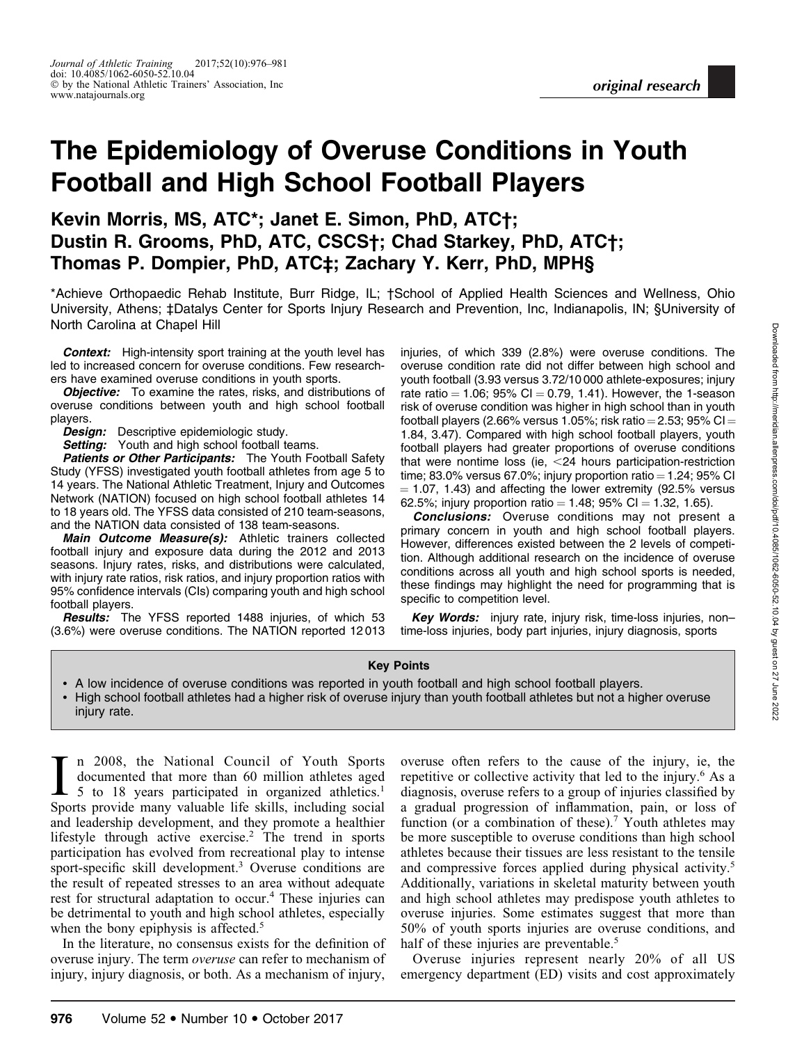original research

# The Epidemiology of Overuse Conditions in Youth Football and High School Football Players

**Kevin Morris, MS, ATC*; Janet E. Simon, PhD, ATC†; Dustin R. Grooms, PhD, ATC, CSCS†; Chad Starkey, PhD, ATC†; Thomas P. Dompier, PhD, ATC‡; Zachary Y. Kerr, PhD, MPH§**

*Achieve Orthopaedic Rehab Institute, Burr Ridge, IL; †School of Applied Health Sciences and Wellness, Ohio University, Athens; ‡Datalys Center for Sports Injury Research and Prevention, Inc, Indianapolis, IN; §University of North Carolina at Chapel Hill

***Context:*** High-intensity sport training at the youth level has led to increased concern for overuse conditions. Few researchers have examined overuse conditions in youth sports.

***Objective:*** To examine the rates, risks, and distributions of overuse conditions between youth and high school football players.

***Design:*** Descriptive epidemiologic study.

***Setting:*** Youth and high school football teams.

***Patients or Other Participants:*** The Youth Football Safety Study (YFSS) investigated youth football athletes from age 5 to 14 years. The National Athletic Treatment, Injury and Outcomes Network (NATION) focused on high school football athletes 14 to 18 years old. The YFSS data consisted of 210 team-seasons, and the NATION data consisted of 138 team-seasons.

***Main Outcome Measure(s):*** Athletic trainers collected football injury and exposure data during the 2012 and 2013 seasons. Injury rates, risks, and distributions were calculated, with injury rate ratios, risk ratios, and injury proportion ratios with 95% confidence intervals (CIs) comparing youth and high school football players.

***Results:*** The YFSS reported 1488 injuries, of which 53 (3.6%) were overuse conditions. The NATION reported 12 013 injuries, of which 339 (2.8%) were overuse conditions. The overuse condition rate did not differ between high school and youth football (3.93 versus 3.72/10 000 athlete-exposures; injury rate ratio = 1.06; 95% CI = 0.79, 1.41). However, the 1-season risk of overuse condition was higher in high school than in youth football players (2.66% versus 1.05%; risk ratio = 2.53; 95% CI = 1.84, 3.47). Compared with high school football players, youth football players had greater proportions of overuse conditions that were nontime loss (ie, <24 hours participation-restriction time; 83.0% versus 67.0%; injury proportion ratio = 1.24; 95% CI = 1.07, 1.43) and affecting the lower extremity (92.5% versus 62.5%; injury proportion ratio = 1.48; 95% CI = 1.32, 1.65).

***Conclusions:*** Overuse conditions may not present a primary concern in youth and high school football players. However, differences existed between the 2 levels of competition. Although additional research on the incidence of overuse conditions across all youth and high school sports is needed, these findings may highlight the need for programming that is specific to competition level.

***Key Words:*** injury rate, injury risk, time-loss injuries, non–time-loss injuries, body part injuries, injury diagnosis, sports

**Key Points**

- A low incidence of overuse conditions was reported in youth football and high school football players.
- High school football athletes had a higher risk of overuse injury than youth football athletes but not a higher overuse injury rate.

In 2008, the National Council of Youth Sports documented that more than 60 million athletes aged 5 to 18 years participated in organized athletics.[1] Sports provide many valuable life skills, including social and leadership development, and they promote a healthier lifestyle through active exercise.[2] The trend in sports participation has evolved from recreational play to intense sport-specific skill development.[3] Overuse conditions are the result of repeated stresses to an area without adequate rest for structural adaptation to occur.[4] These injuries can be detrimental to youth and high school athletes, especially when the bony epiphysis is affected.[5]

In the literature, no consensus exists for the definition of overuse injury. The term *overuse* can refer to mechanism of injury, injury diagnosis, or both. As a mechanism of injury, overuse often refers to the cause of the injury, ie, the repetitive or collective activity that led to the injury.[6] As a diagnosis, overuse refers to a group of injuries classified by a gradual progression of inflammation, pain, or loss of function (or a combination of these).[7] Youth athletes may be more susceptible to overuse conditions than high school athletes because their tissues are less resistant to the tensile and compressive forces applied during physical activity.[5] Additionally, variations in skeletal maturity between youth and high school athletes may predispose youth athletes to overuse injuries. Some estimates suggest that more than 50% of youth sports injuries are overuse conditions, and half of these injuries are preventable.[5]

Overuse injuries represent nearly 20% of all US emergency department (ED) visits and cost approximately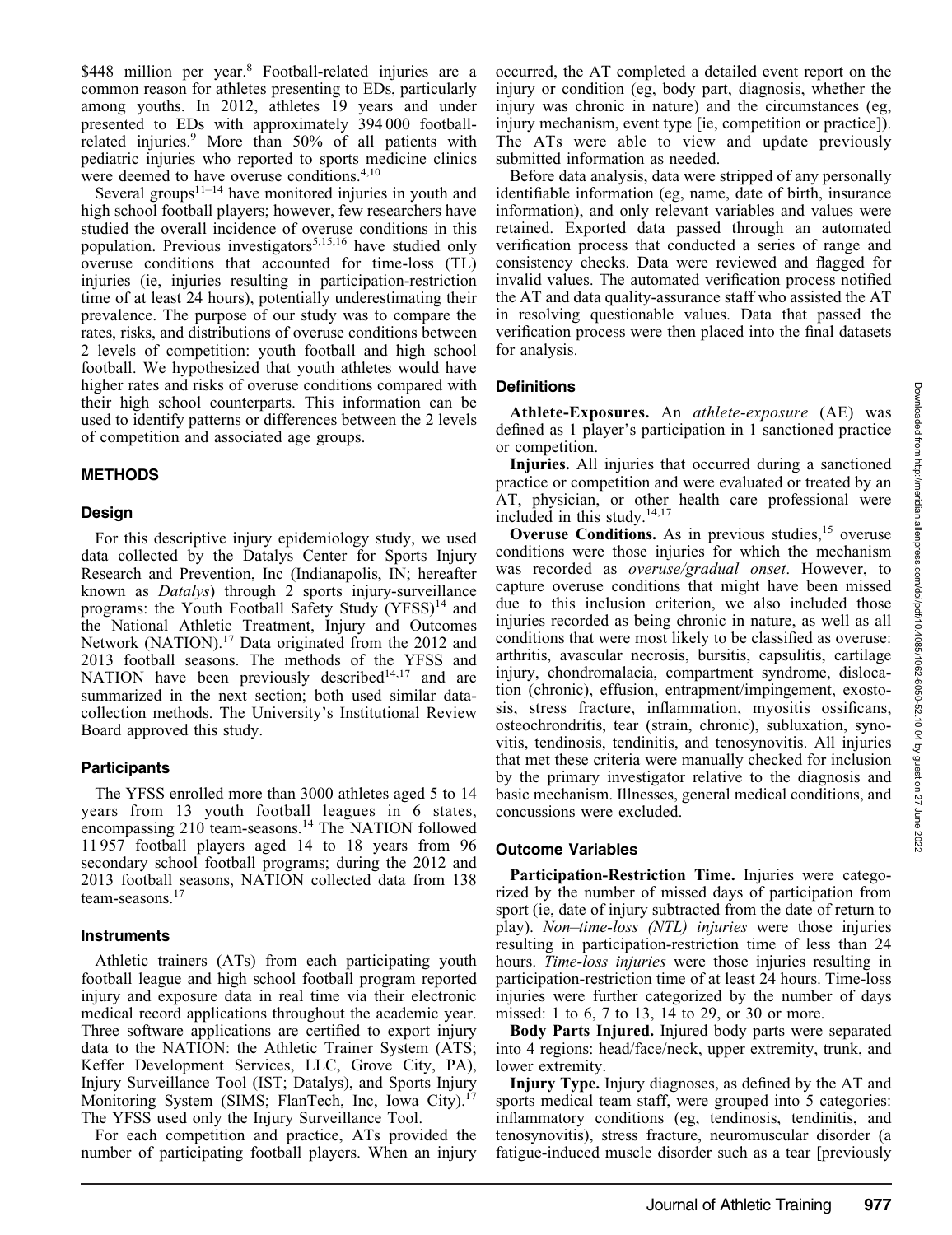$448 million per year.[8] Football-related injuries are a common reason for athletes presenting to EDs, particularly among youths. In 2012, athletes 19 years and under presented to EDs with approximately 394 000 football-related injuries.[9] More than 50% of all patients with pediatric injuries who reported to sports medicine clinics were deemed to have overuse conditions.[4,10]

Several groups[11–14] have monitored injuries in youth and high school football players; however, few researchers have studied the overall incidence of overuse conditions in this population. Previous investigators[5,15,16] have studied only overuse conditions that accounted for time-loss (TL) injuries (ie, injuries resulting in participation-restriction time of at least 24 hours), potentially underestimating their prevalence. The purpose of our study was to compare the rates, risks, and distributions of overuse conditions between 2 levels of competition: youth football and high school football. We hypothesized that youth athletes would have higher rates and risks of overuse conditions compared with their high school counterparts. This information can be used to identify patterns or differences between the 2 levels of competition and associated age groups.

## METHODS

### Design

For this descriptive injury epidemiology study, we used data collected by the Datalys Center for Sports Injury Research and Prevention, Inc (Indianapolis, IN; hereafter known as *Datalys*) through 2 sports injury-surveillance programs: the Youth Football Safety Study (YFSS)[14] and the National Athletic Treatment, Injury and Outcomes Network (NATION).[17] Data originated from the 2012 and 2013 football seasons. The methods of the YFSS and NATION have been previously described[14,17] and are summarized in the next section; both used similar data-collection methods. The University's Institutional Review Board approved this study.

### Participants

The YFSS enrolled more than 3000 athletes aged 5 to 14 years from 13 youth football leagues in 6 states, encompassing 210 team-seasons.[14] The NATION followed 11 957 football players aged 14 to 18 years from 96 secondary school football programs; during the 2012 and 2013 football seasons, NATION collected data from 138 team-seasons.[17]

### Instruments

Athletic trainers (ATs) from each participating youth football league and high school football program reported injury and exposure data in real time via their electronic medical record applications throughout the academic year. Three software applications are certified to export injury data to the NATION: the Athletic Trainer System (ATS; Keffer Development Services, LLC, Grove City, PA), Injury Surveillance Tool (IST; Datalys), and Sports Injury Monitoring System (SIMS; FlanTech, Inc, Iowa City).[17] The YFSS used only the Injury Surveillance Tool.

For each competition and practice, ATs provided the number of participating football players. When an injury occurred, the AT completed a detailed event report on the injury or condition (eg, body part, diagnosis, whether the injury was chronic in nature) and the circumstances (eg, injury mechanism, event type [ie, competition or practice]). The ATs were able to view and update previously submitted information as needed.

Before data analysis, data were stripped of any personally identifiable information (eg, name, date of birth, insurance information), and only relevant variables and values were retained. Exported data passed through an automated verification process that conducted a series of range and consistency checks. Data were reviewed and flagged for invalid values. The automated verification process notified the AT and data quality-assurance staff who assisted the AT in resolving questionable values. Data that passed the verification process were then placed into the final datasets for analysis.

### Definitions

**Athlete-Exposures.** An *athlete-exposure* (AE) was defined as 1 player's participation in 1 sanctioned practice or competition.

**Injuries.** All injuries that occurred during a sanctioned practice or competition and were evaluated or treated by an AT, physician, or other health care professional were included in this study.[14,17]

**Overuse Conditions.** As in previous studies,[15] overuse conditions were those injuries for which the mechanism was recorded as *overuse/gradual onset*. However, to capture overuse conditions that might have been missed due to this inclusion criterion, we also included those injuries recorded as being chronic in nature, as well as all conditions that were most likely to be classified as overuse: arthritis, avascular necrosis, bursitis, capsulitis, cartilage injury, chondromalacia, compartment syndrome, dislocation (chronic), effusion, entrapment/impingement, exostosis, stress fracture, inflammation, myositis ossificans, osteochrondritis, tear (strain, chronic), subluxation, synovitis, tendinosis, tendinitis, and tenosynovitis. All injuries that met these criteria were manually checked for inclusion by the primary investigator relative to the diagnosis and basic mechanism. Illnesses, general medical conditions, and concussions were excluded.

### Outcome Variables

**Participation-Restriction Time.** Injuries were categorized by the number of missed days of participation from sport (ie, date of injury subtracted from the date of return to play). *Non–time-loss (NTL) injuries* were those injuries resulting in participation-restriction time of less than 24 hours. *Time-loss injuries* were those injuries resulting in participation-restriction time of at least 24 hours. Time-loss injuries were further categorized by the number of days missed: 1 to 6, 7 to 13, 14 to 29, or 30 or more.

**Body Parts Injured.** Injured body parts were separated into 4 regions: head/face/neck, upper extremity, trunk, and lower extremity.

**Injury Type.** Injury diagnoses, as defined by the AT and sports medical team staff, were grouped into 5 categories: inflammatory conditions (eg, tendinosis, tendinitis, and tenosynovitis), stress fracture, neuromuscular disorder (a fatigue-induced muscle disorder such as a tear [previously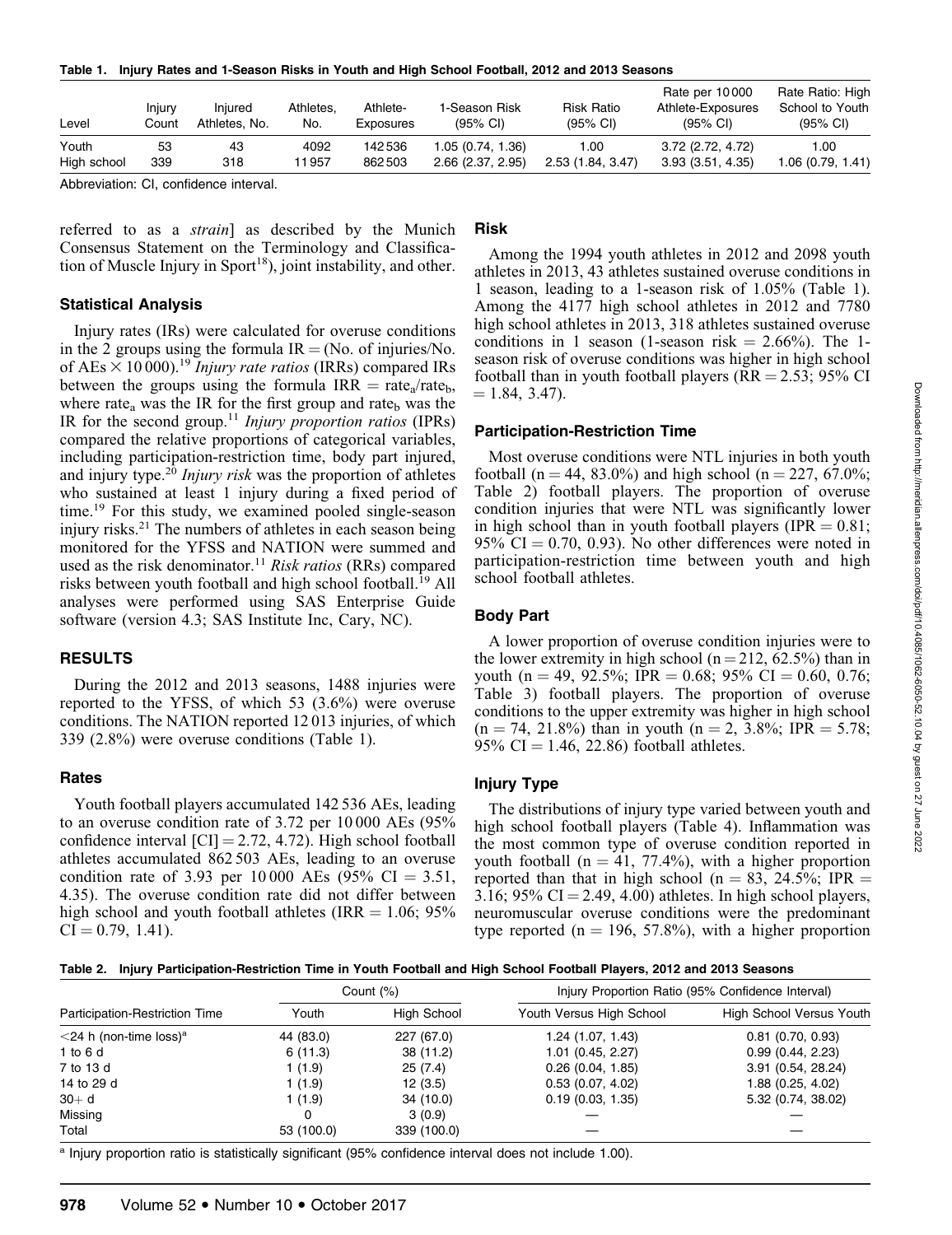Table 1. Injury Rates and 1-Season Risks in Youth and High School Football, 2012 and 2013 Seasons

| Level | Injury Count | Injured Athletes, No. | Athletes, No. | Athlete-Exposures | 1-Season Risk (95% CI) | Risk Ratio (95% CI) | Rate per 10 000 Athlete-Exposures (95% CI) | Rate Ratio: High School to Youth (95% CI) |
|---|---|---|---|---|---|---|---|---|
| Youth | 53 | 43 | 4092 | 142 536 | 1.05 (0.74, 1.36) | 1.00 | 3.72 (2.72, 4.72) | 1.00 |
| High school | 339 | 318 | 11 957 | 862 503 | 2.66 (2.37, 2.95) | 2.53 (1.84, 3.47) | 3.93 (3.51, 4.35) | 1.06 (0.79, 1.41) |

Abbreviation: CI, confidence interval.

referred to as a *strain*] as described by the Munich Consensus Statement on the Terminology and Classification of Muscle Injury in Sport[18]), joint instability, and other.

### Statistical Analysis

Injury rates (IRs) were calculated for overuse conditions in the 2 groups using the formula IR = (No. of injuries/No. of AEs × 10 000).[19] *Injury rate ratios* (IRRs) compared IRs between the groups using the formula IRR = $rate_a/rate_b$, where $rate_a$ was the IR for the first group and $rate_b$ was the IR for the second group.[11] *Injury proportion ratios* (IPRs) compared the relative proportions of categorical variables, including participation-restriction time, body part injured, and injury type.[20] *Injury risk* was the proportion of athletes who sustained at least 1 injury during a fixed period of time.[19] For this study, we examined pooled single-season injury risks.[21] The numbers of athletes in each season being monitored for the YFSS and NATION were summed and used as the risk denominator.[11] *Risk ratios* (RRs) compared risks between youth football and high school football.[19] All analyses were performed using SAS Enterprise Guide software (version 4.3; SAS Institute Inc, Cary, NC).

## RESULTS

During the 2012 and 2013 seasons, 1488 injuries were reported to the YFSS, of which 53 (3.6%) were overuse conditions. The NATION reported 12 013 injuries, of which 339 (2.8%) were overuse conditions (Table 1).

### Rates

Youth football players accumulated 142 536 AEs, leading to an overuse condition rate of 3.72 per 10 000 AEs (95% confidence interval [CI] = 2.72, 4.72). High school football athletes accumulated 862 503 AEs, leading to an overuse condition rate of 3.93 per 10 000 AEs (95% CI = 3.51, 4.35). The overuse condition rate did not differ between high school and youth football athletes (IRR = 1.06; 95% CI = 0.79, 1.41).

### Risk

Among the 1994 youth athletes in 2012 and 2098 youth athletes in 2013, 43 athletes sustained overuse conditions in 1 season, leading to a 1-season risk of 1.05% (Table 1). Among the 4177 high school athletes in 2012 and 7780 high school athletes in 2013, 318 athletes sustained overuse conditions in 1 season (1-season risk = 2.66%). The 1-season risk of overuse conditions was higher in high school football than in youth football players (RR = 2.53; 95% CI = 1.84, 3.47).

### Participation-Restriction Time

Most overuse conditions were NTL injuries in both youth football (n = 44, 83.0%) and high school (n = 227, 67.0%; Table 2) football players. The proportion of overuse condition injuries that were NTL was significantly lower in high school than in youth football players (IPR = 0.81; 95% CI = 0.70, 0.93). No other differences were noted in participation-restriction time between youth and high school football athletes.

### Body Part

A lower proportion of overuse condition injuries were to the lower extremity in high school (n = 212, 62.5%) than in youth (n = 49, 92.5%; IPR = 0.68; 95% CI = 0.60, 0.76; Table 3) football players. The proportion of overuse conditions to the upper extremity was higher in high school (n = 74, 21.8%) than in youth (n = 2, 3.8%; IPR = 5.78; 95% CI = 1.46, 22.86) football athletes.

### Injury Type

The distributions of injury type varied between youth and high school football players (Table 4). Inflammation was the most common type of overuse condition reported in youth football (n = 41, 77.4%), with a higher proportion reported than that in high school (n = 83, 24.5%; IPR = 3.16; 95% CI = 2.49, 4.00) athletes. In high school players, neuromuscular overuse conditions were the predominant type reported (n = 196, 57.8%), with a higher proportion

Table 2. Injury Participation-Restriction Time in Youth Football and High School Football Players, 2012 and 2013 Seasons

| Participation-Restriction Time | Count (%) | | Injury Proportion Ratio (95% Confidence Interval) | |
|---|---|---|---|---|
| | Youth | High School | Youth Versus High School | High School Versus Youth |
| <24 h (non-time loss)[a] | 44 (83.0) | 227 (67.0) | 1.24 (1.07, 1.43) | 0.81 (0.70, 0.93) |
| 1 to 6 d | 6 (11.3) | 38 (11.2) | 1.01 (0.45, 2.27) | 0.99 (0.44, 2.23) |
| 7 to 13 d | 1 (1.9) | 25 (7.4) | 0.26 (0.04, 1.85) | 3.91 (0.54, 28.24) |
| 14 to 29 d | 1 (1.9) | 12 (3.5) | 0.53 (0.07, 4.02) | 1.88 (0.25, 4.02) |
| 30+ d | 1 (1.9) | 34 (10.0) | 0.19 (0.03, 1.35) | 5.32 (0.74, 38.02) |
| Missing | 0 | 3 (0.9) | — | — |
| Total | 53 (100.0) | 339 (100.0) | — | — |

[a] Injury proportion ratio is statistically significant (95% confidence interval does not include 1.00).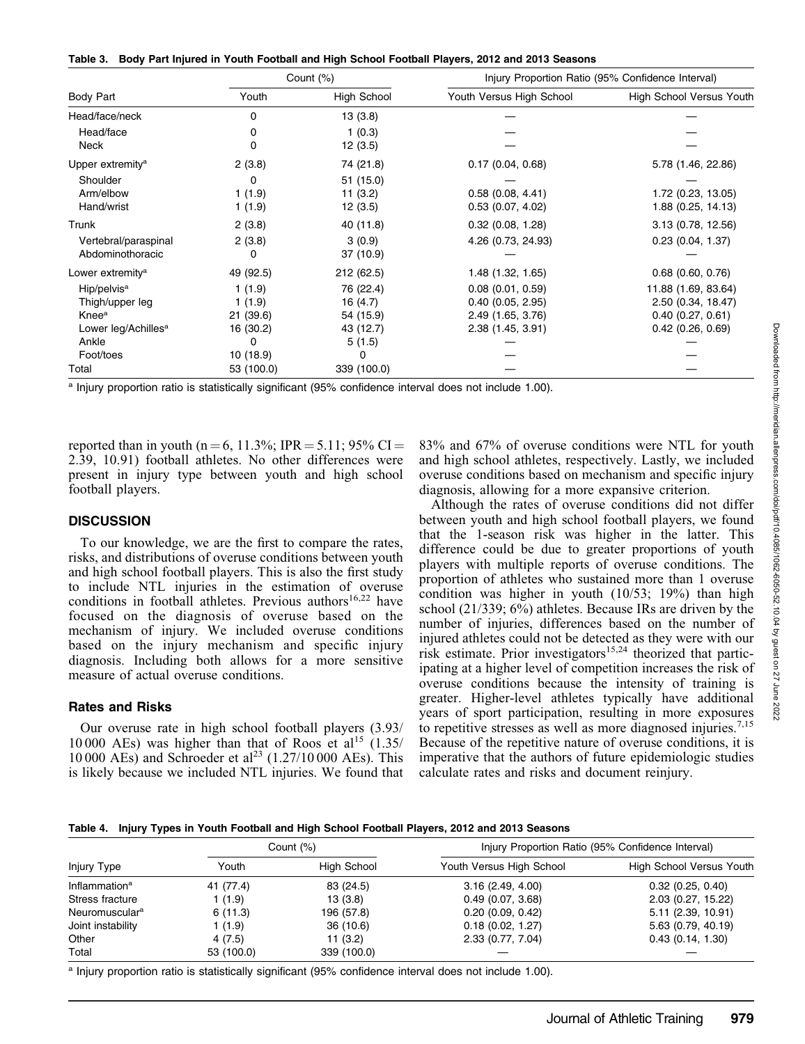**Table 3. Body Part Injured in Youth Football and High School Football Players, 2012 and 2013 Seasons**

| Body Part | Count (%) | | Injury Proportion Ratio (95% Confidence Interval) | |
|---|---|---|---|---|
| | Youth | High School | Youth Versus High School | High School Versus Youth |
| Head/face/neck | 0 | 13 (3.8) | — | — |
| Head/face | 0 | 1 (0.3) | — | — |
| Neck | 0 | 12 (3.5) | — | — |
| Upper extremity[a] | 2 (3.8) | 74 (21.8) | 0.17 (0.04, 0.68) | 5.78 (1.46, 22.86) |
| Shoulder | 0 | 51 (15.0) | — | — |
| Arm/elbow | 1 (1.9) | 11 (3.2) | 0.58 (0.08, 4.41) | 1.72 (0.23, 13.05) |
| Hand/wrist | 1 (1.9) | 12 (3.5) | 0.53 (0.07, 4.02) | 1.88 (0.25, 14.13) |
| Trunk | 2 (3.8) | 40 (11.8) | 0.32 (0.08, 1.28) | 3.13 (0.78, 12.56) |
| Vertebral/paraspinal | 2 (3.8) | 3 (0.9) | 4.26 (0.73, 24.93) | 0.23 (0.04, 1.37) |
| Abdominothoracic | 0 | 37 (10.9) | — | — |
| Lower extremity[a] | 49 (92.5) | 212 (62.5) | 1.48 (1.32, 1.65) | 0.68 (0.60, 0.76) |
| Hip/pelvis[a] | 1 (1.9) | 76 (22.4) | 0.08 (0.01, 0.59) | 11.88 (1.69, 83.64) |
| Thigh/upper leg | 1 (1.9) | 16 (4.7) | 0.40 (0.05, 2.95) | 2.50 (0.34, 18.47) |
| Knee[a] | 21 (39.6) | 54 (15.9) | 2.49 (1.65, 3.76) | 0.40 (0.27, 0.61) |
| Lower leg/Achilles[a] | 16 (30.2) | 43 (12.7) | 2.38 (1.45, 3.91) | 0.42 (0.26, 0.69) |
| Ankle | 0 | 5 (1.5) | — | — |
| Foot/toes | 10 (18.9) | 0 | — | — |
| Total | 53 (100.0) | 339 (100.0) | — | — |

[a] Injury proportion ratio is statistically significant (95% confidence interval does not include 1.00).

reported than in youth (n = 6, 11.3%; IPR = 5.11; 95% CI = 2.39, 10.91) football athletes. No other differences were present in injury type between youth and high school football players.

## DISCUSSION

To our knowledge, we are the first to compare the rates, risks, and distributions of overuse conditions between youth and high school football players. This is also the first study to include NTL injuries in the estimation of overuse conditions in football athletes. Previous authors[16,22] have focused on the diagnosis of overuse based on the mechanism of injury. We included overuse conditions based on the injury mechanism and specific injury diagnosis. Including both allows for a more sensitive measure of actual overuse conditions.

### Rates and Risks

Our overuse rate in high school football players (3.93/10 000 AEs) was higher than that of Roos et al[15] (1.35/10 000 AEs) and Schroeder et al[23] (1.27/10 000 AEs). This is likely because we included NTL injuries. We found that 83% and 67% of overuse conditions were NTL for youth and high school athletes, respectively. Lastly, we included overuse conditions based on mechanism and specific injury diagnosis, allowing for a more expansive criterion.

Although the rates of overuse conditions did not differ between youth and high school football players, we found that the 1-season risk was higher in the latter. This difference could be due to greater proportions of youth players with multiple reports of overuse conditions. The proportion of athletes who sustained more than 1 overuse condition was higher in youth (10/53; 19%) than high school (21/339; 6%) athletes. Because IRs are driven by the number of injuries, differences based on the number of injured athletes could not be detected as they were with our risk estimate. Prior investigators[15,24] theorized that participating at a higher level of competition increases the risk of overuse conditions because the intensity of training is greater. Higher-level athletes typically have additional years of sport participation, resulting in more exposures to repetitive stresses as well as more diagnosed injuries.[7,15] Because of the repetitive nature of overuse conditions, it is imperative that the authors of future epidemiologic studies calculate rates and risks and document reinjury.

**Table 4. Injury Types in Youth Football and High School Football Players, 2012 and 2013 Seasons**

| Injury Type | Count (%) | | Injury Proportion Ratio (95% Confidence Interval) | |
|---|---|---|---|---|
| | Youth | High School | Youth Versus High School | High School Versus Youth |
| Inflammation[a] | 41 (77.4) | 83 (24.5) | 3.16 (2.49, 4.00) | 0.32 (0.25, 0.40) |
| Stress fracture | 1 (1.9) | 13 (3.8) | 0.49 (0.07, 3.68) | 2.03 (0.27, 15.22) |
| Neuromuscular[a] | 6 (11.3) | 196 (57.8) | 0.20 (0.09, 0.42) | 5.11 (2.39, 10.91) |
| Joint instability | 1 (1.9) | 36 (10.6) | 0.18 (0.02, 1.27) | 5.63 (0.79, 40.19) |
| Other | 4 (7.5) | 11 (3.2) | 2.33 (0.77, 7.04) | 0.43 (0.14, 1.30) |
| Total | 53 (100.0) | 339 (100.0) | — | — |

[a] Injury proportion ratio is statistically significant (95% confidence interval does not include 1.00).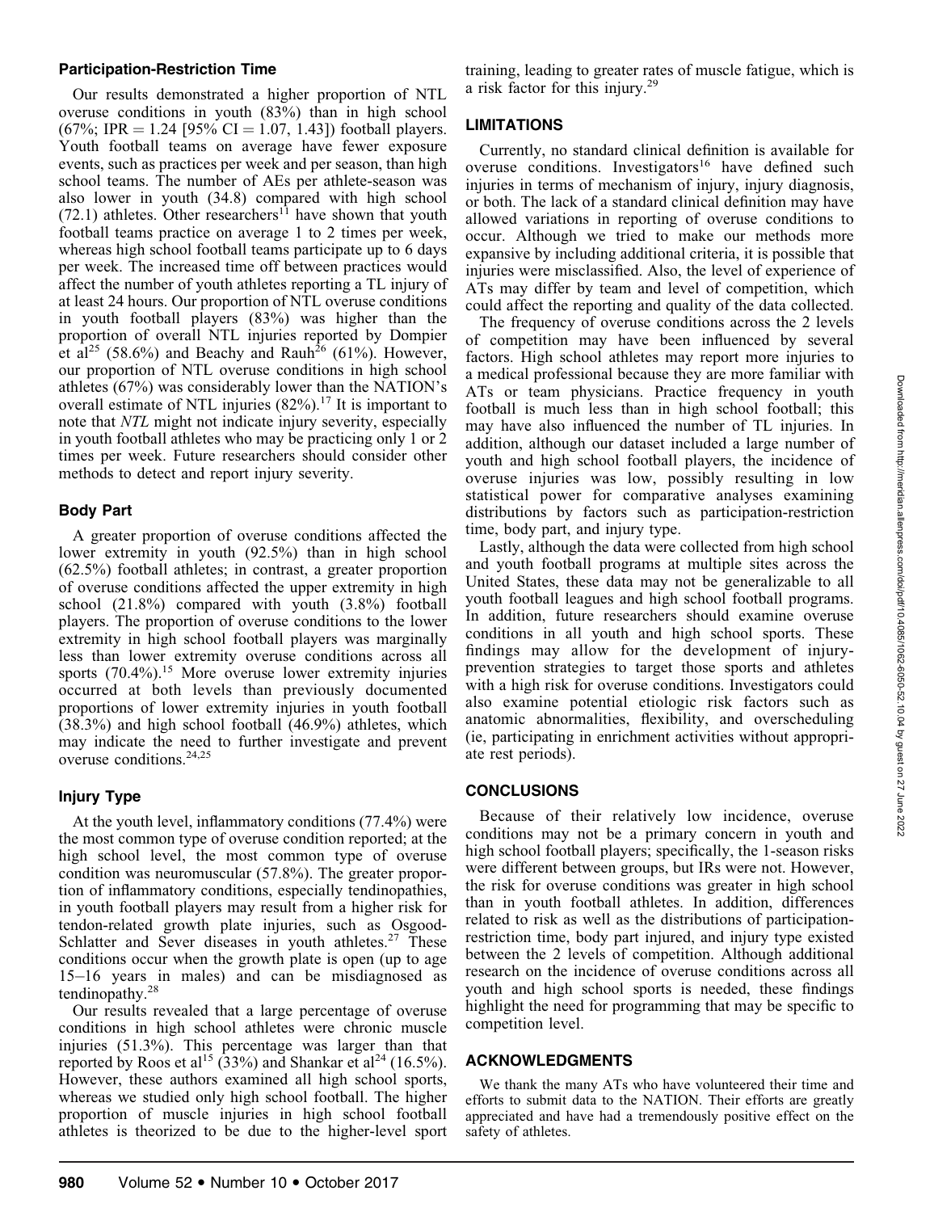### Participation-Restriction Time

Our results demonstrated a higher proportion of NTL overuse conditions in youth (83%) than in high school (67%; IPR = 1.24 [95% CI = 1.07, 1.43]) football players. Youth football teams on average have fewer exposure events, such as practices per week and per season, than high school teams. The number of AEs per athlete-season was also lower in youth (34.8) compared with high school (72.1) athletes. Other researchers[11] have shown that youth football teams practice on average 1 to 2 times per week, whereas high school football teams participate up to 6 days per week. The increased time off between practices would affect the number of youth athletes reporting a TL injury of at least 24 hours. Our proportion of NTL overuse conditions in youth football players (83%) was higher than the proportion of overall NTL injuries reported by Dompier et al[25] (58.6%) and Beachy and Rauh[26] (61%). However, our proportion of NTL overuse conditions in high school athletes (67%) was considerably lower than the NATION's overall estimate of NTL injuries (82%).[17] It is important to note that *NTL* might not indicate injury severity, especially in youth football athletes who may be practicing only 1 or 2 times per week. Future researchers should consider other methods to detect and report injury severity.

### Body Part

A greater proportion of overuse conditions affected the lower extremity in youth (92.5%) than in high school (62.5%) football athletes; in contrast, a greater proportion of overuse conditions affected the upper extremity in high school (21.8%) compared with youth (3.8%) football players. The proportion of overuse conditions to the lower extremity in high school football players was marginally less than lower extremity overuse conditions across all sports (70.4%).[15] More overuse lower extremity injuries occurred at both levels than previously documented proportions of lower extremity injuries in youth football (38.3%) and high school football (46.9%) athletes, which may indicate the need to further investigate and prevent overuse conditions.[24,25]

### Injury Type

At the youth level, inflammatory conditions (77.4%) were the most common type of overuse condition reported; at the high school level, the most common type of overuse condition was neuromuscular (57.8%). The greater proportion of inflammatory conditions, especially tendinopathies, in youth football players may result from a higher risk for tendon-related growth plate injuries, such as Osgood-Schlatter and Sever diseases in youth athletes.[27] These conditions occur when the growth plate is open (up to age 15–16 years in males) and can be misdiagnosed as tendinopathy.[28]

Our results revealed that a large percentage of overuse conditions in high school athletes were chronic muscle injuries (51.3%). This percentage was larger than that reported by Roos et al[15] (33%) and Shankar et al[24] (16.5%). However, these authors examined all high school sports, whereas we studied only high school football. The higher proportion of muscle injuries in high school football athletes is theorized to be due to the higher-level sport training, leading to greater rates of muscle fatigue, which is a risk factor for this injury.[29]

## LIMITATIONS

Currently, no standard clinical definition is available for overuse conditions. Investigators[16] have defined such injuries in terms of mechanism of injury, injury diagnosis, or both. The lack of a standard clinical definition may have allowed variations in reporting of overuse conditions to occur. Although we tried to make our methods more expansive by including additional criteria, it is possible that injuries were misclassified. Also, the level of experience of ATs may differ by team and level of competition, which could affect the reporting and quality of the data collected.

The frequency of overuse conditions across the 2 levels of competition may have been influenced by several factors. High school athletes may report more injuries to a medical professional because they are more familiar with ATs or team physicians. Practice frequency in youth football is much less than in high school football; this may have also influenced the number of TL injuries. In addition, although our dataset included a large number of youth and high school football players, the incidence of overuse injuries was low, possibly resulting in low statistical power for comparative analyses examining distributions by factors such as participation-restriction time, body part, and injury type.

Lastly, although the data were collected from high school and youth football programs at multiple sites across the United States, these data may not be generalizable to all youth football leagues and high school football programs. In addition, future researchers should examine overuse conditions in all youth and high school sports. These findings may allow for the development of injury-prevention strategies to target those sports and athletes with a high risk for overuse conditions. Investigators could also examine potential etiologic risk factors such as anatomic abnormalities, flexibility, and overscheduling (ie, participating in enrichment activities without appropriate rest periods).

## CONCLUSIONS

Because of their relatively low incidence, overuse conditions may not be a primary concern in youth and high school football players; specifically, the 1-season risks were different between groups, but IRs were not. However, the risk for overuse conditions was greater in high school than in youth football athletes. In addition, differences related to risk as well as the distributions of participation-restriction time, body part injured, and injury type existed between the 2 levels of competition. Although additional research on the incidence of overuse conditions across all youth and high school sports is needed, these findings highlight the need for programming that may be specific to competition level.

## ACKNOWLEDGMENTS

We thank the many ATs who have volunteered their time and efforts to submit data to the NATION. Their efforts are greatly appreciated and have had a tremendously positive effect on the safety of athletes.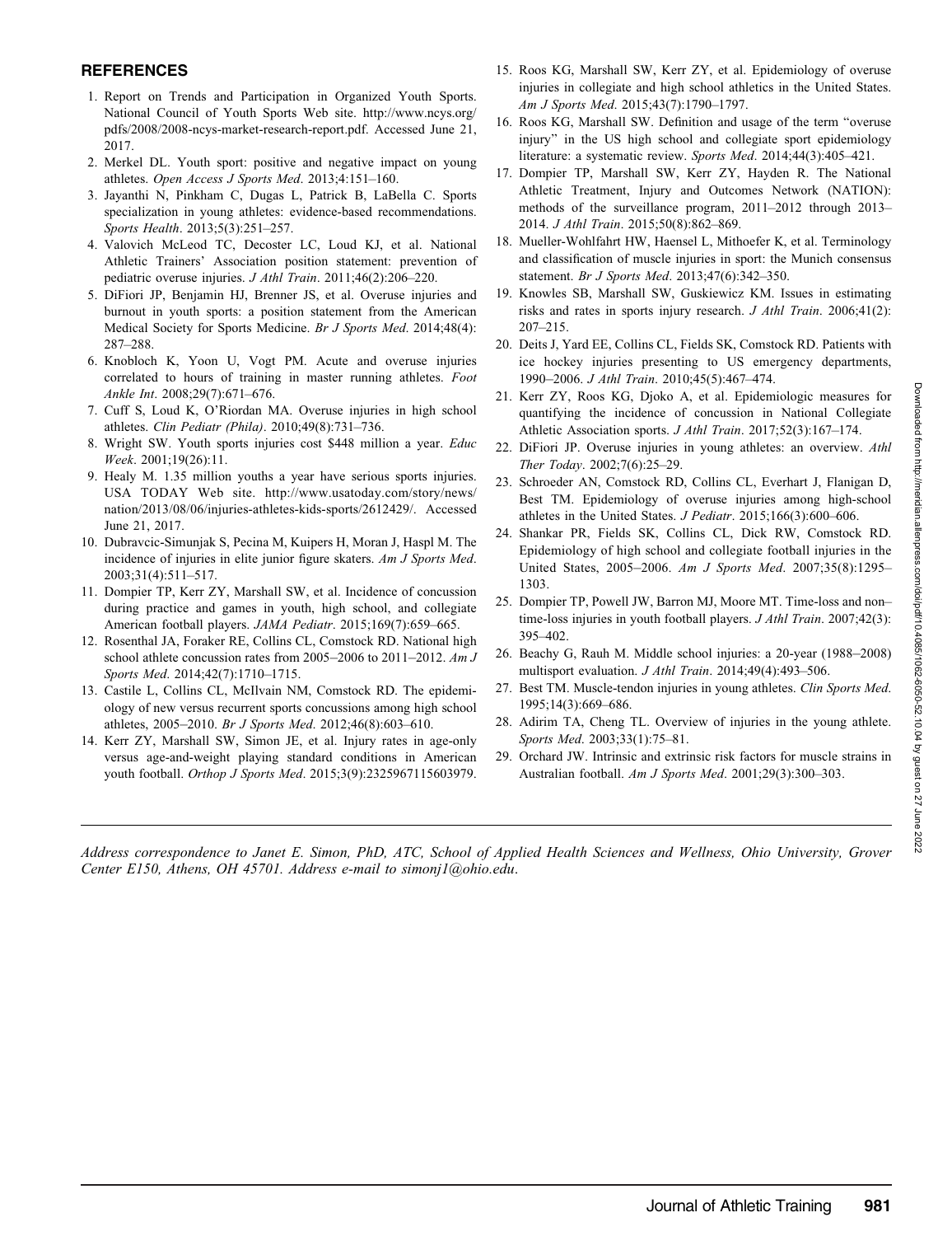## REFERENCES

1. Report on Trends and Participation in Organized Youth Sports. National Council of Youth Sports Web site. http://www.ncys.org/pdfs/2008/2008-ncys-market-research-report.pdf. Accessed June 21, 2017.
2. Merkel DL. Youth sport: positive and negative impact on young athletes. *Open Access J Sports Med*. 2013;4:151–160.
3. Jayanthi N, Pinkham C, Dugas L, Patrick B, LaBella C. Sports specialization in young athletes: evidence-based recommendations. *Sports Health*. 2013;5(3):251–257.
4. Valovich McLeod TC, Decoster LC, Loud KJ, et al. National Athletic Trainers' Association position statement: prevention of pediatric overuse injuries. *J Athl Train*. 2011;46(2):206–220.
5. DiFiori JP, Benjamin HJ, Brenner JS, et al. Overuse injuries and burnout in youth sports: a position statement from the American Medical Society for Sports Medicine. *Br J Sports Med*. 2014;48(4):287–288.
6. Knobloch K, Yoon U, Vogt PM. Acute and overuse injuries correlated to hours of training in master running athletes. *Foot Ankle Int*. 2008;29(7):671–676.
7. Cuff S, Loud K, O'Riordan MA. Overuse injuries in high school athletes. *Clin Pediatr (Phila)*. 2010;49(8):731–736.
8. Wright SW. Youth sports injuries cost $448 million a year. *Educ Week*. 2001;19(26):11.
9. Healy M. 1.35 million youths a year have serious sports injuries. USA TODAY Web site. http://www.usatoday.com/story/news/nation/2013/08/06/injuries-athletes-kids-sports/2612429/. Accessed June 21, 2017.
10. Dubravcic-Simunjak S, Pecina M, Kuipers H, Moran J, Haspl M. The incidence of injuries in elite junior figure skaters. *Am J Sports Med*. 2003;31(4):511–517.
11. Dompier TP, Kerr ZY, Marshall SW, et al. Incidence of concussion during practice and games in youth, high school, and collegiate American football players. *JAMA Pediatr*. 2015;169(7):659–665.
12. Rosenthal JA, Foraker RE, Collins CL, Comstock RD. National high school athlete concussion rates from 2005–2006 to 2011–2012. *Am J Sports Med*. 2014;42(7):1710–1715.
13. Castile L, Collins CL, McIlvain NM, Comstock RD. The epidemiology of new versus recurrent sports concussions among high school athletes, 2005–2010. *Br J Sports Med*. 2012;46(8):603–610.
14. Kerr ZY, Marshall SW, Simon JE, et al. Injury rates in age-only versus age-and-weight playing standard conditions in American youth football. *Orthop J Sports Med*. 2015;3(9):2325967115603979.
15. Roos KG, Marshall SW, Kerr ZY, et al. Epidemiology of overuse injuries in collegiate and high school athletics in the United States. *Am J Sports Med*. 2015;43(7):1790–1797.
16. Roos KG, Marshall SW. Definition and usage of the term "overuse injury" in the US high school and collegiate sport epidemiology literature: a systematic review. *Sports Med*. 2014;44(3):405–421.
17. Dompier TP, Marshall SW, Kerr ZY, Hayden R. The National Athletic Treatment, Injury and Outcomes Network (NATION): methods of the surveillance program, 2011–2012 through 2013–2014. *J Athl Train*. 2015;50(8):862–869.
18. Mueller-Wohlfahrt HW, Haensel L, Mithoefer K, et al. Terminology and classification of muscle injuries in sport: the Munich consensus statement. *Br J Sports Med*. 2013;47(6):342–350.
19. Knowles SB, Marshall SW, Guskiewicz KM. Issues in estimating risks and rates in sports injury research. *J Athl Train*. 2006;41(2):207–215.
20. Deits J, Yard EE, Collins CL, Fields SK, Comstock RD. Patients with ice hockey injuries presenting to US emergency departments, 1990–2006. *J Athl Train*. 2010;45(5):467–474.
21. Kerr ZY, Roos KG, Djoko A, et al. Epidemiologic measures for quantifying the incidence of concussion in National Collegiate Athletic Association sports. *J Athl Train*. 2017;52(3):167–174.
22. DiFiori JP. Overuse injuries in young athletes: an overview. *Athl Ther Today*. 2002;7(6):25–29.
23. Schroeder AN, Comstock RD, Collins CL, Everhart J, Flanigan D, Best TM. Epidemiology of overuse injuries among high-school athletes in the United States. *J Pediatr*. 2015;166(3):600–606.
24. Shankar PR, Fields SK, Collins CL, Dick RW, Comstock RD. Epidemiology of high school and collegiate football injuries in the United States, 2005–2006. *Am J Sports Med*. 2007;35(8):1295–1303.
25. Dompier TP, Powell JW, Barron MJ, Moore MT. Time-loss and non–time-loss injuries in youth football players. *J Athl Train*. 2007;42(3):395–402.
26. Beachy G, Rauh M. Middle school injuries: a 20-year (1988–2008) multisport evaluation. *J Athl Train*. 2014;49(4):493–506.
27. Best TM. Muscle-tendon injuries in young athletes. *Clin Sports Med*. 1995;14(3):669–686.
28. Adirim TA, Cheng TL. Overview of injuries in the young athlete. *Sports Med*. 2003;33(1):75–81.
29. Orchard JW. Intrinsic and extrinsic risk factors for muscle strains in Australian football. *Am J Sports Med*. 2001;29(3):300–303.

*Address correspondence to Janet E. Simon, PhD, ATC, School of Applied Health Sciences and Wellness, Ohio University, Grover Center E150, Athens, OH 45701. Address e-mail to simonj1@ohio.edu.*